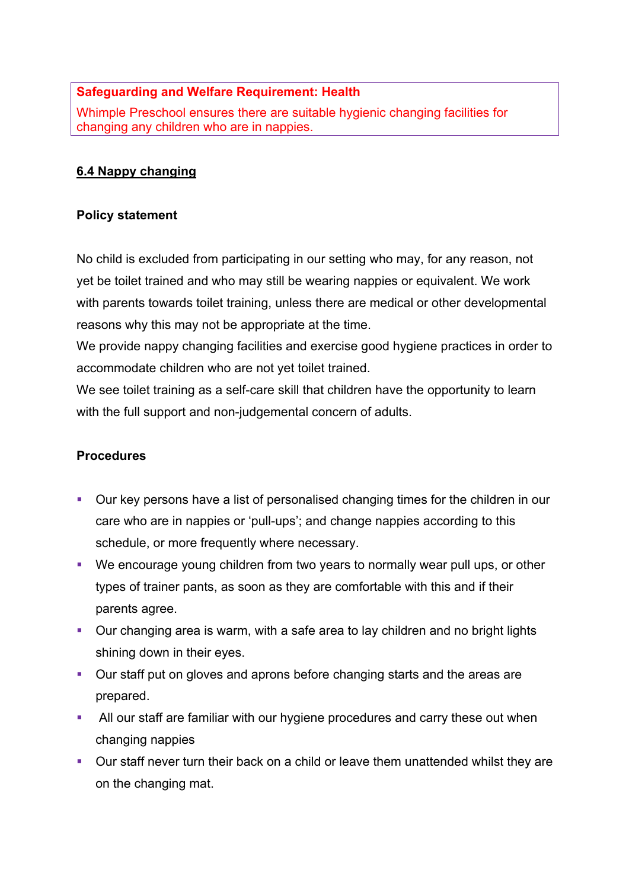**Safeguarding and Welfare Requirement: Health**

Whimple Preschool ensures there are suitable hygienic changing facilities for changing any children who are in nappies.

## 6.4 Nappy changing

### Policy statement

No child is excluded from participating in our setting who may, for any reason, not yet be toilet trained and who may still be wearing nappies or equivalent. We work with parents towards toilet training, unless there are medical or other developmental reasons why this may not be appropriate at the time.

We provide nappy changing facilities and exercise good hygiene practices in order to accommodate children who are not yet toilet trained.

We see toilet training as a self-care skill that children have the opportunity to learn with the full support and non-judgemental concern of adults.

### Procedures

- Our key persons have a list of personalised changing times for the children in our care who are in nappies or 'pull-ups'; and change nappies according to this schedule, or more frequently where necessary.
- We encourage young children from two years to normally wear pull ups, or other types of trainer pants, as soon as they are comfortable with this and if their parents agree.
- Our changing area is warm, with a safe area to lay children and no bright lights shining down in their eyes.
- Our staff put on gloves and aprons before changing starts and the areas are prepared.
- All our staff are familiar with our hygiene procedures and carry these out when changing nappies
- Our staff never turn their back on a child or leave them unattended whilst they are on the changing mat.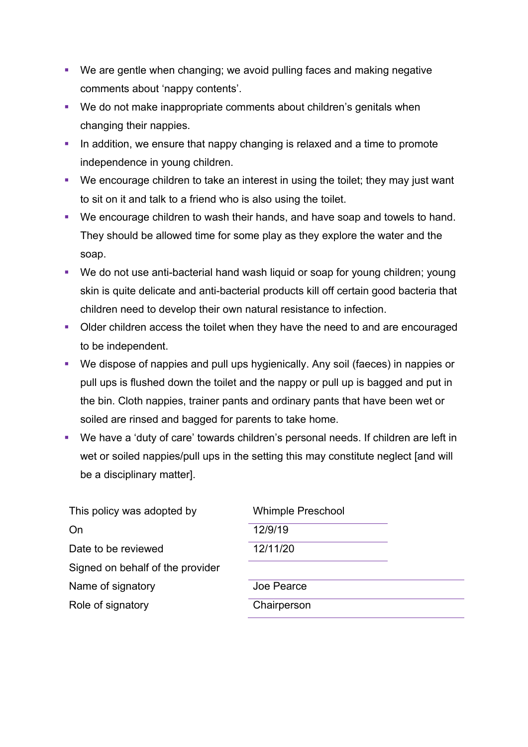- We are gentle when changing; we avoid pulling faces and making negative comments about 'nappy contents'.
- We do not make inappropriate comments about children's genitals when changing their nappies.
- In addition, we ensure that nappy changing is relaxed and a time to promote independence in young children.
- We encourage children to take an interest in using the toilet; they may just want to sit on it and talk to a friend who is also using the toilet.
- We encourage children to wash their hands, and have soap and towels to hand. They should be allowed time for some play as they explore the water and the soap.
- We do not use anti-bacterial hand wash liquid or soap for young children; young skin is quite delicate and anti-bacterial products kill off certain good bacteria that children need to develop their own natural resistance to infection.
- Older children access the toilet when they have the need to and are encouraged to be independent.
- We dispose of nappies and pull ups hygienically. Any soil (faeces) in nappies or pull ups is flushed down the toilet and the nappy or pull up is bagged and put in the bin. Cloth nappies, trainer pants and ordinary pants that have been wet or soiled are rinsed and bagged for parents to take home.
- We have a 'duty of care' towards children's personal needs. If children are left in wet or soiled nappies/pull ups in the setting this may constitute neglect [and will be a disciplinary matter].

| | |
|---|---|
| This policy was adopted by | Whimple Preschool |
| On | 12/9/19 |
| Date to be reviewed | 12/11/20 |
| Signed on behalf of the provider | |
| Name of signatory | Joe Pearce |
| Role of signatory | Chairperson |